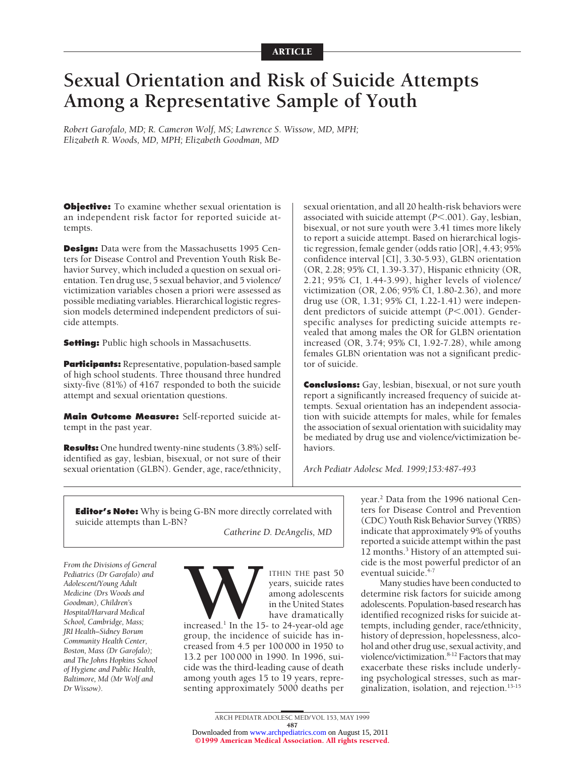ARTICLE

# Sexual Orientation and Risk of Suicide Attempts Among a Representative Sample of Youth

*Robert Garofalo, MD; R. Cameron Wolf, MS; Lawrence S. Wissow, MD, MPH; Elizabeth R. Woods, MD, MPH; Elizabeth Goodman, MD*

**Objective:** To examine whether sexual orientation is an independent risk factor for reported suicide attempts.

**Design:** Data were from the Massachusetts 1995 Centers for Disease Control and Prevention Youth Risk Behavior Survey, which included a question on sexual orientation. Ten drug use, 5 sexual behavior, and 5 violence/victimization variables chosen a priori were assessed as possible mediating variables. Hierarchical logistic regression models determined independent predictors of suicide attempts.

**Setting:** Public high schools in Massachusetts.

**Participants:** Representative, population-based sample of high school students. Three thousand three hundred sixty-five (81%) of 4167 responded to both the suicide attempt and sexual orientation questions.

**Main Outcome Measure:** Self-reported suicide attempt in the past year.

**Results:** One hundred twenty-nine students (3.8%) self-identified as gay, lesbian, bisexual, or not sure of their sexual orientation (GLBN). Gender, age, race/ethnicity, sexual orientation, and all 20 health-risk behaviors were associated with suicide attempt ($P<.001$). Gay, lesbian, bisexual, or not sure youth were 3.41 times more likely to report a suicide attempt. Based on hierarchical logistic regression, female gender (odds ratio [OR], 4.43; 95% confidence interval [CI], 3.30-5.93), GLBN orientation (OR, 2.28; 95% CI, 1.39-3.37), Hispanic ethnicity (OR, 2.21; 95% CI, 1.44-3.99), higher levels of violence/victimization (OR, 2.06; 95% CI, 1.80-2.36), and more drug use (OR, 1.31; 95% CI, 1.22-1.41) were independent predictors of suicide attempt ($P<.001$). Gender-specific analyses for predicting suicide attempts revealed that among males the OR for GLBN orientation increased (OR, 3.74; 95% CI, 1.92-7.28), while among females GLBN orientation was not a significant predictor of suicide.

**Conclusions:** Gay, lesbian, bisexual, or not sure youth report a significantly increased frequency of suicide attempts. Sexual orientation has an independent association with suicide attempts for males, while for females the association of sexual orientation with suicidality may be mediated by drug use and violence/victimization behaviors.

*Arch Pediatr Adolesc Med. 1999;153:487-493*

**Editor's Note:** Why is being G-BN more directly correlated with suicide attempts than L-BN?

*Catherine D. DeAngelis, MD*

*From the Divisions of General Pediatrics (Dr Garofalo) and Adolescent/Young Adult Medicine (Drs Woods and Goodman), Children's Hospital/Harvard Medical School, Cambridge, Mass; JRI Health–Sidney Borum Community Health Center, Boston, Mass (Dr Garofalo); and The Johns Hopkins School of Hygiene and Public Health, Baltimore, Md (Mr Wolf and Dr Wissow).*

WITHIN THE past 50 years, suicide rates among adolescents in the United States have dramatically increased.[1] In the 15- to 24-year-old age group, the incidence of suicide has increased from 4.5 per 100 000 in 1950 to 13.2 per 100 000 in 1990. In 1996, suicide was the third-leading cause of death among youth ages 15 to 19 years, representing approximately 5000 deaths per year.[2] Data from the 1996 national Centers for Disease Control and Prevention (CDC) Youth Risk Behavior Survey (YRBS) indicate that approximately 9% of youths reported a suicide attempt within the past 12 months.[3] History of an attempted suicide is the most powerful predictor of an eventual suicide.[4-7]

Many studies have been conducted to determine risk factors for suicide among adolescents. Population-based research has identified recognized risks for suicide attempts, including gender, race/ethnicity, history of depression, hopelessness, alcohol and other drug use, sexual activity, and violence/victimization.[8-12] Factors that may exacerbate these risks include underlying psychological stresses, such as marginalization, isolation, and rejection.[13-15]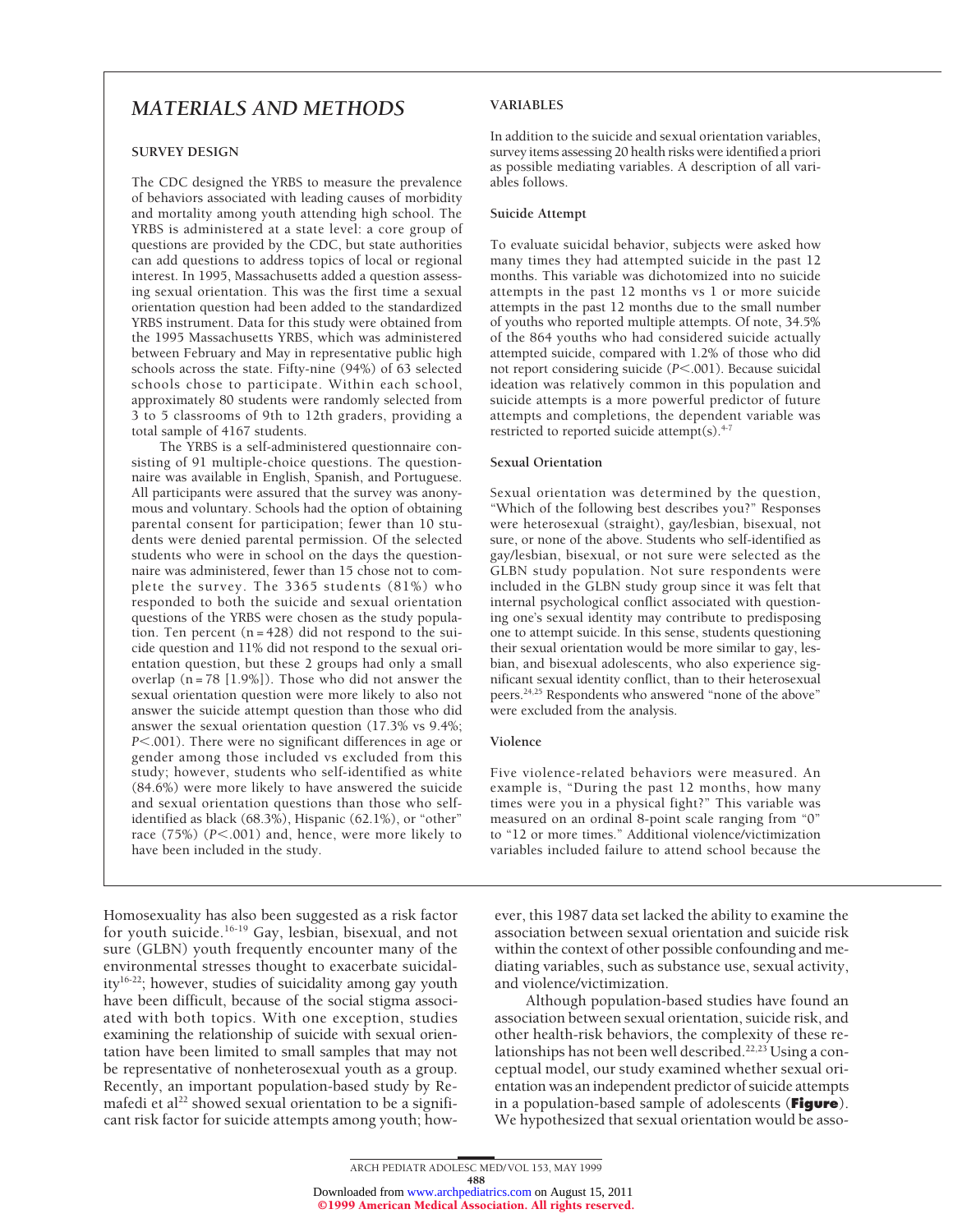Homosexuality has also been suggested as a risk factor for youth suicide.[16-19] Gay, lesbian, bisexual, and not sure (GLBN) youth frequently encounter many of the environmental stresses thought to exacerbate suicidality[16-22]; however, studies of suicidality among gay youth have been difficult, because of the social stigma associated with both topics. With one exception, studies examining the relationship of suicide with sexual orientation have been limited to small samples that may not be representative of nonheterosexual youth as a group. Recently, an important population-based study by Remafedi et al[22] showed sexual orientation to be a significant risk factor for suicide attempts among youth; however, this 1987 data set lacked the ability to examine the association between sexual orientation and suicide risk within the context of other possible confounding and mediating variables, such as substance use, sexual activity, and violence/victimization.

Although population-based studies have found an association between sexual orientation, suicide risk, and other health-risk behaviors, the complexity of these relationships has not been well described.[22,23] Using a conceptual model, our study examined whether sexual orientation was an independent predictor of suicide attempts in a population-based sample of adolescents (**Figure**). We hypothesized that sexual orientation would be asso-

# MATERIALS AND METHODS

## SURVEY DESIGN

The CDC designed the YRBS to measure the prevalence of behaviors associated with leading causes of morbidity and mortality among youth attending high school. The YRBS is administered at a state level: a core group of questions are provided by the CDC, but state authorities can add questions to address topics of local or regional interest. In 1995, Massachusetts added a question assessing sexual orientation. This was the first time a sexual orientation question had been added to the standardized YRBS instrument. Data for this study were obtained from the 1995 Massachusetts YRBS, which was administered between February and May in representative public high schools across the state. Fifty-nine (94%) of 63 selected schools chose to participate. Within each school, approximately 80 students were randomly selected from 3 to 5 classrooms of 9th to 12th graders, providing a total sample of 4167 students.

The YRBS is a self-administered questionnaire consisting of 91 multiple-choice questions. The questionnaire was available in English, Spanish, and Portuguese. All participants were assured that the survey was anonymous and voluntary. Schools had the option of obtaining parental consent for participation; fewer than 10 students were denied parental permission. Of the selected students who were in school on the days the questionnaire was administered, fewer than 15 chose not to complete the survey. The 3365 students (81%) who responded to both the suicide and sexual orientation questions of the YRBS were chosen as the study population. Ten percent (n = 428) did not respond to the suicide question and 11% did not respond to the sexual orientation question, but these 2 groups had only a small overlap (n = 78 [1.9%]). Those who did not answer the sexual orientation question were more likely to also not answer the suicide attempt question than those who did answer the sexual orientation question (17.3% vs 9.4%; $P<.001$). There were no significant differences in age or gender among those included vs excluded from this study; however, students who self-identified as white (84.6%) were more likely to have answered the suicide and sexual orientation questions than those who self-identified as black (68.3%), Hispanic (62.1%), or "other" race (75%) ($P<.001$) and, hence, were more likely to have been included in the study.

## VARIABLES

In addition to the suicide and sexual orientation variables, survey items assessing 20 health risks were identified a priori as possible mediating variables. A description of all variables follows.

### Suicide Attempt

To evaluate suicidal behavior, subjects were asked how many times they had attempted suicide in the past 12 months. This variable was dichotomized into no suicide attempts in the past 12 months vs 1 or more suicide attempts in the past 12 months due to the small number of youths who reported multiple attempts. Of note, 34.5% of the 864 youths who had considered suicide actually attempted suicide, compared with 1.2% of those who did not report considering suicide ($P<.001$). Because suicidal ideation was relatively common in this population and suicide attempts is a more powerful predictor of future attempts and completions, the dependent variable was restricted to reported suicide attempt(s).[4-7]

### Sexual Orientation

Sexual orientation was determined by the question, "Which of the following best describes you?" Responses were heterosexual (straight), gay/lesbian, bisexual, not sure, or none of the above. Students who self-identified as gay/lesbian, bisexual, or not sure were selected as the GLBN study population. Not sure respondents were included in the GLBN study group since it was felt that internal psychological conflict associated with questioning one's sexual identity may contribute to predisposing one to attempt suicide. In this sense, students questioning their sexual orientation would be more similar to gay, lesbian, and bisexual adolescents, who also experience significant sexual identity conflict, than to their heterosexual peers.[24,25] Respondents who answered "none of the above" were excluded from the analysis.

### Violence

Five violence-related behaviors were measured. An example is, "During the past 12 months, how many times were you in a physical fight?" This variable was measured on an ordinal 8-point scale ranging from "0" to "12 or more times." Additional violence/victimization variables included failure to attend school because the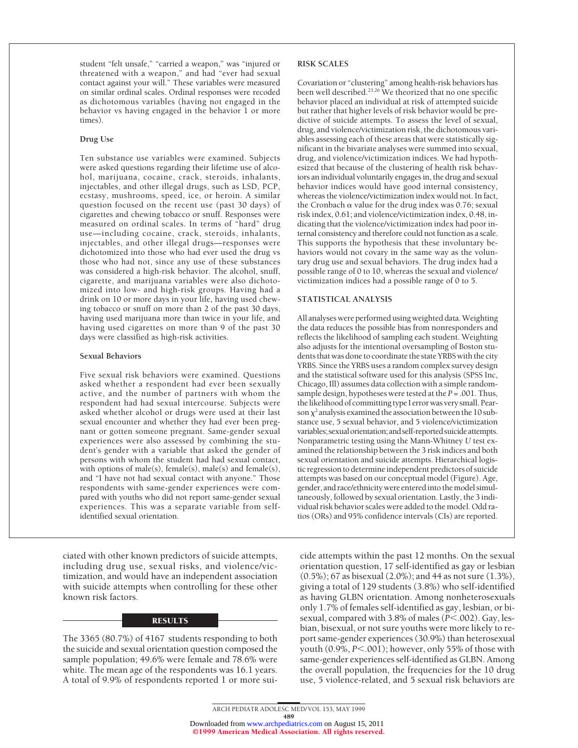student "felt unsafe," "carried a weapon," was "injured or threatened with a weapon," and had "ever had sexual contact against your will." These variables were measured on similar ordinal scales. Ordinal responses were recoded as dichotomous variables (having not engaged in the behavior vs having engaged in the behavior 1 or more times).

#### Drug Use

Ten substance use variables were examined. Subjects were asked questions regarding their lifetime use of alcohol, marijuana, cocaine, crack, steroids, inhalants, injectables, and other illegal drugs, such as LSD, PCP, ecstasy, mushrooms, speed, ice, or heroin. A similar question focused on the recent use (past 30 days) of cigarettes and chewing tobacco or snuff. Responses were measured on ordinal scales. In terms of "hard" drug use—including cocaine, crack, steroids, inhalants, injectables, and other illegal drugs—responses were dichotomized into those who had ever used the drug vs those who had not, since any use of these substances was considered a high-risk behavior. The alcohol, snuff, cigarette, and marijuana variables were also dichotomized into low- and high-risk groups. Having had a drink on 10 or more days in your life, having used chewing tobacco or snuff on more than 2 of the past 30 days, having used marijuana more than twice in your life, and having used cigarettes on more than 9 of the past 30 days were classified as high-risk activities.

#### Sexual Behaviors

Five sexual risk behaviors were examined. Questions asked whether a respondent had ever been sexually active, and the number of partners with whom the respondent had had sexual intercourse. Subjects were asked whether alcohol or drugs were used at their last sexual encounter and whether they had ever been pregnant or gotten someone pregnant. Same-gender sexual experiences were also assessed by combining the student's gender with a variable that asked the gender of persons with whom the student had had sexual contact, with options of male(s), female(s), male(s) and female(s), and "I have not had sexual contact with anyone." Those respondents with same-gender experiences were compared with youths who did not report same-gender sexual experiences. This was a separate variable from self-identified sexual orientation.

### RISK SCALES

Covariation or "clustering" among health-risk behaviors has been well described.[23,26] We theorized that no one specific behavior placed an individual at risk of attempted suicide but rather that higher levels of risk behavior would be predictive of suicide attempts. To assess the level of sexual, drug, and violence/victimization risk, the dichotomous variables assessing each of these areas that were statistically significant in the bivariate analyses were summed into sexual, drug, and violence/victimization indices. We had hypothesized that because of the clustering of health risk behaviors an individual voluntarily engages in, the drug and sexual behavior indices would have good internal consistency, whereas the violence/victimization index would not. In fact, the Cronbach $\alpha$ value for the drug index was 0.76; sexual risk index, 0.61; and violence/victimization index, 0.48, indicating that the violence/victimization index had poor internal consistency and therefore could not function as a scale. This supports the hypothesis that these involuntary behaviors would not covary in the same way as the voluntary drug use and sexual behaviors. The drug index had a possible range of 0 to 10, whereas the sexual and violence/victimization indices had a possible range of 0 to 5.

### STATISTICAL ANALYSIS

All analyses were performed using weighted data. Weighting the data reduces the possible bias from nonresponders and reflects the likelihood of sampling each student. Weighting also adjusts for the intentional oversampling of Boston students that was done to coordinate the state YRBS with the city YRBS. Since the YRBS uses a random complex survey design and the statistical software used for this analysis (SPSS Inc, Chicago, Ill) assumes data collection with a simple random-sample design, hypotheses were tested at the $P = .001$. Thus, the likelihood of committing type I error was very small. Pearson $\chi^2$ analysis examined the association between the 10 substance use, 5 sexual behavior, and 5 violence/victimization variables; sexual orientation; and self-reported suicide attempts. Nonparametric testing using the Mann-Whitney *U* test examined the relationship between the 3 risk indices and both sexual orientation and suicide attempts. Hierarchical logistic regression to determine independent predictors of suicide attempts was based on our conceptual model (Figure). Age, gender, and race/ethnicity were entered into the model simultaneously, followed by sexual orientation. Lastly, the 3 individual risk behavior scales were added to the model. Odd ratios (ORs) and 95% confidence intervals (CIs) are reported.

ciated with other known predictors of suicide attempts, including drug use, sexual risks, and violence/victimization, and would have an independent association with suicide attempts when controlling for these other known risk factors.

## RESULTS

The 3365 (80.7%) of 4167 students responding to both the suicide and sexual orientation question composed the sample population; 49.6% were female and 78.6% were white. The mean age of the respondents was 16.1 years. A total of 9.9% of respondents reported 1 or more suicide attempts within the past 12 months. On the sexual orientation question, 17 self-identified as gay or lesbian (0.5%); 67 as bisexual (2.0%); and 44 as not sure (1.3%), giving a total of 129 students (3.8%) who self-identified as having GLBN orientation. Among nonheterosexuals only 1.7% of females self-identified as gay, lesbian, or bisexual, compared with 3.8% of males ($P < .002$). Gay, lesbian, bisexual, or not sure youths were more likely to report same-gender experiences (30.9%) than heterosexual youth (0.9%, $P < .001$); however, only 55% of those with same-gender experiences self-identified as GLBN. Among the overall population, the frequencies for the 10 drug use, 5 violence-related, and 5 sexual risk behaviors are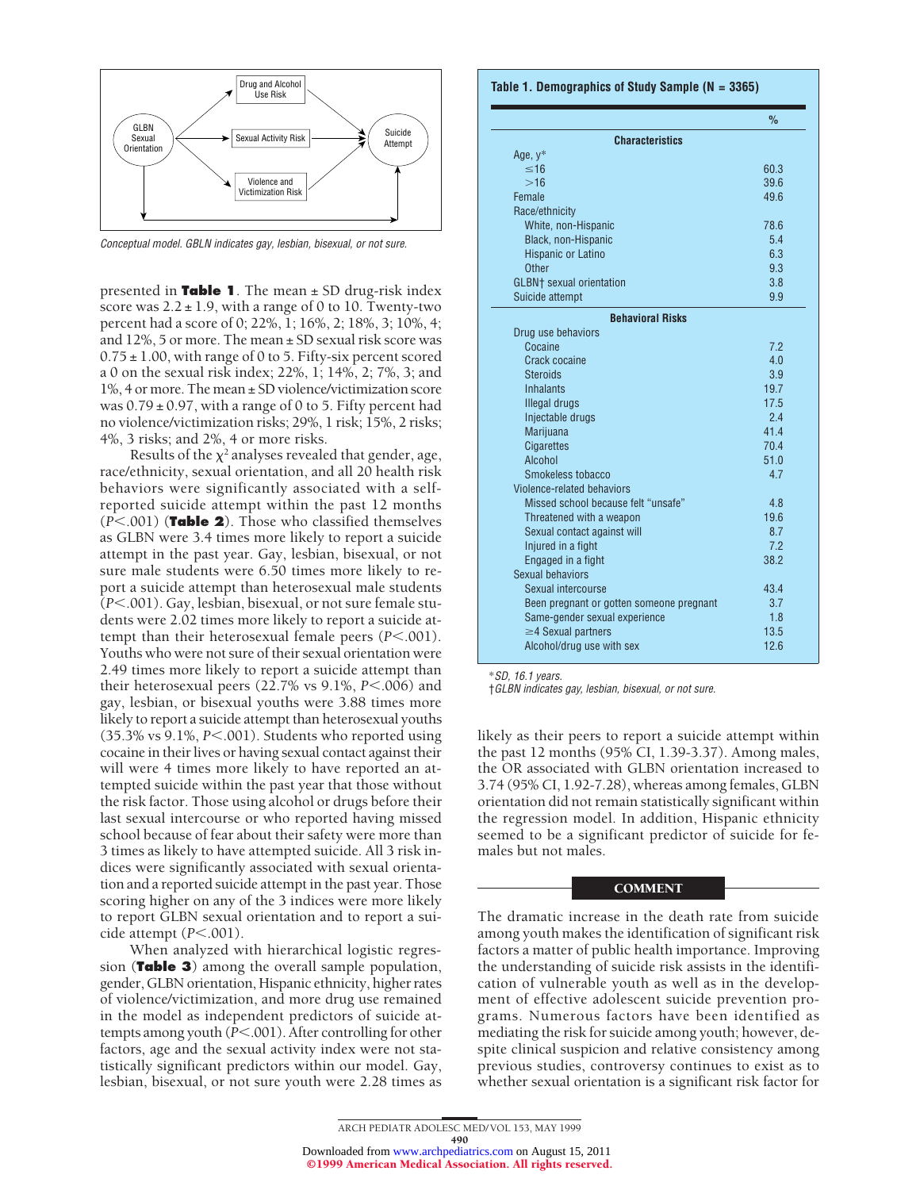GLBN Sexual Orientation → Drug and Alcohol Use Risk / Sexual Activity Risk / Violence and Victimization Risk → Suicide Attempt

*Conceptual model. GBLN indicates gay, lesbian, bisexual, or not sure.*

presented in **Table 1**. The mean ± SD drug-risk index score was 2.2 ± 1.9, with a range of 0 to 10. Twenty-two percent had a score of 0; 22%, 1; 16%, 2; 18%, 3; 10%, 4; and 12%, 5 or more. The mean ± SD sexual risk score was 0.75 ± 1.00, with range of 0 to 5. Fifty-six percent scored a 0 on the sexual risk index; 22%, 1; 14%, 2; 7%, 3; and 1%, 4 or more. The mean ± SD violence/victimization score was 0.79 ± 0.97, with a range of 0 to 5. Fifty percent had no violence/victimization risks; 29%, 1 risk; 15%, 2 risks; 4%, 3 risks; and 2%, 4 or more risks.

Results of the $\chi^2$ analyses revealed that gender, age, race/ethnicity, sexual orientation, and all 20 health risk behaviors were significantly associated with a self-reported suicide attempt within the past 12 months ($P<.001$) (**Table 2**). Those who classified themselves as GLBN were 3.4 times more likely to report a suicide attempt in the past year. Gay, lesbian, bisexual, or not sure male students were 6.50 times more likely to report a suicide attempt than heterosexual male students ($P<.001$). Gay, lesbian, bisexual, or not sure female students were 2.02 times more likely to report a suicide attempt than their heterosexual female peers ($P<.001$). Youths who were not sure of their sexual orientation were 2.49 times more likely to report a suicide attempt than their heterosexual peers (22.7% vs 9.1%, $P<.006$) and gay, lesbian, or bisexual youths were 3.88 times more likely to report a suicide attempt than heterosexual youths (35.3% vs 9.1%, $P<.001$). Students who reported using cocaine in their lives or having sexual contact against their will were 4 times more likely to have reported an attempted suicide within the past year that those without the risk factor. Those using alcohol or drugs before their last sexual intercourse or who reported having missed school because of fear about their safety were more than 3 times as likely to have attempted suicide. All 3 risk indices were significantly associated with sexual orientation and a reported suicide attempt in the past year. Those scoring higher on any of the 3 indices were more likely to report GLBN sexual orientation and to report a suicide attempt ($P<.001$).

When analyzed with hierarchical logistic regression (**Table 3**) among the overall sample population, gender, GLBN orientation, Hispanic ethnicity, higher rates of violence/victimization, and more drug use remained in the model as independent predictors of suicide attempts among youth ($P<.001$). After controlling for other factors, age and the sexual activity index were not statistically significant predictors within our model. Gay, lesbian, bisexual, or not sure youth were 2.28 times as likely as their peers to report a suicide attempt within the past 12 months (95% CI, 1.39-3.37). Among males, the OR associated with GLBN orientation increased to 3.74 (95% CI, 1.92-7.28), whereas among females, GLBN orientation did not remain statistically significant within the regression model. In addition, Hispanic ethnicity seemed to be a significant predictor of suicide for females but not males.

**Table 1. Demographics of Study Sample (N = 3365)**

| | % |
|---|---|
| **Characteristics** | |
| Age, y* | |
| ≤16 | 60.3 |
| >16 | 39.6 |
| Female | 49.6 |
| Race/ethnicity | |
| White, non-Hispanic | 78.6 |
| Black, non-Hispanic | 5.4 |
| Hispanic or Latino | 6.3 |
| Other | 9.3 |
| GLBN† sexual orientation | 3.8 |
| Suicide attempt | 9.9 |
| **Behavioral Risks** | |
| Drug use behaviors | |
| Cocaine | 7.2 |
| Crack cocaine | 4.0 |
| Steroids | 3.9 |
| Inhalants | 19.7 |
| Illegal drugs | 17.5 |
| Injectable drugs | 2.4 |
| Marijuana | 41.4 |
| Cigarettes | 70.4 |
| Alcohol | 51.0 |
| Smokeless tobacco | 4.7 |
| Violence-related behaviors | |
| Missed school because felt "unsafe" | 4.8 |
| Threatened with a weapon | 19.6 |
| Sexual contact against will | 8.7 |
| Injured in a fight | 7.2 |
| Engaged in a fight | 38.2 |
| Sexual behaviors | |
| Sexual intercourse | 43.4 |
| Been pregnant or gotten someone pregnant | 3.7 |
| Same-gender sexual experience | 1.8 |
| ≥4 Sexual partners | 13.5 |
| Alcohol/drug use with sex | 12.6 |

*SD, 16.1 years.
†GLBN indicates gay, lesbian, bisexual, or not sure.

## COMMENT

The dramatic increase in the death rate from suicide among youth makes the identification of significant risk factors a matter of public health importance. Improving the understanding of suicide risk assists in the identification of vulnerable youth as well as in the development of effective adolescent suicide prevention programs. Numerous factors have been identified as mediating the risk for suicide among youth; however, despite clinical suspicion and relative consistency among previous studies, controversy continues to exist as to whether sexual orientation is a significant risk factor for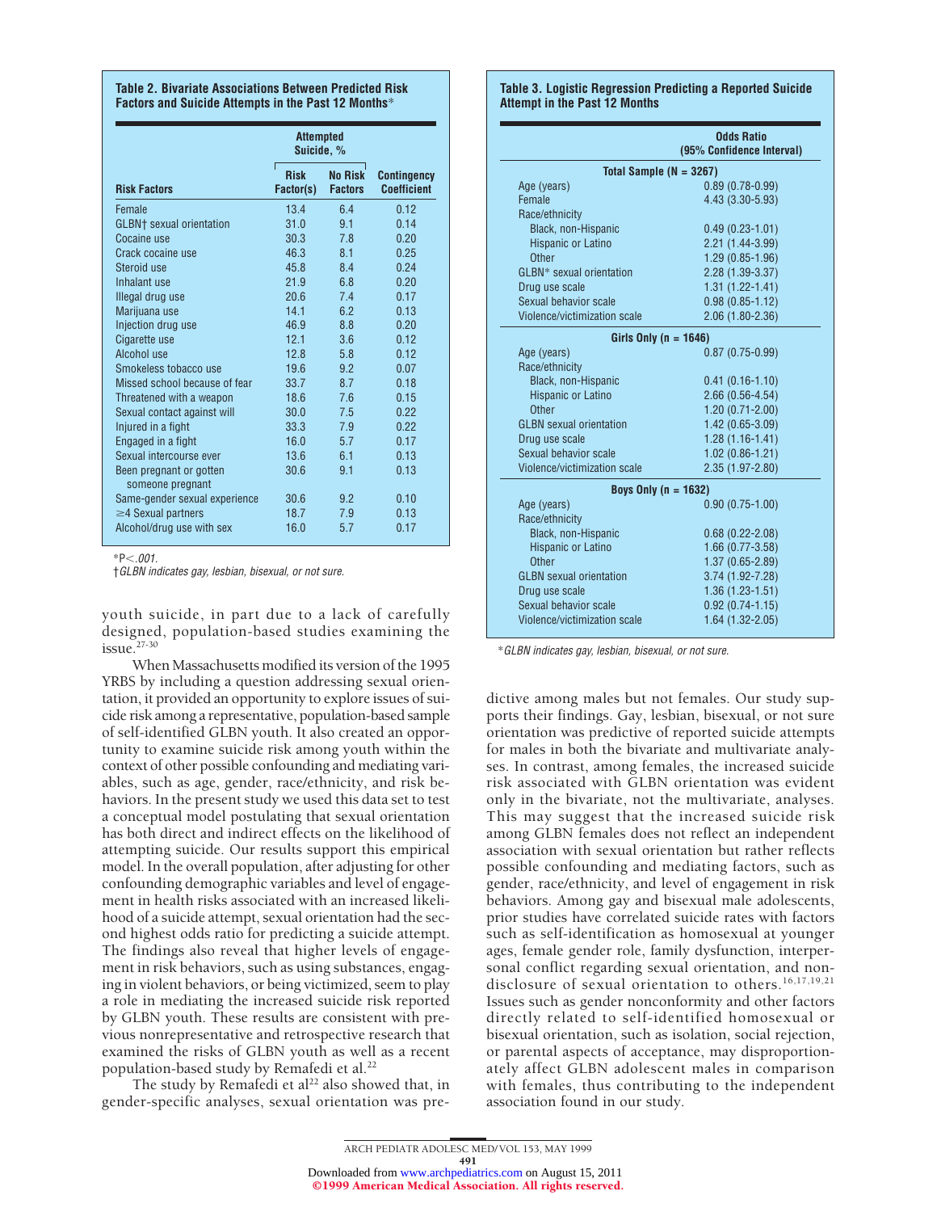**Table 2. Bivariate Associations Between Predicted Risk Factors and Suicide Attempts in the Past 12 Months***

| | Attempted Suicide, % | | |
|---|---|---|---|
| **Risk Factors** | **Risk Factor(s)** | **No Risk Factors** | **Contingency Coefficient** |
| Female | 13.4 | 6.4 | 0.12 |
| GLBN† sexual orientation | 31.0 | 9.1 | 0.14 |
| Cocaine use | 30.3 | 7.8 | 0.20 |
| Crack cocaine use | 46.3 | 8.1 | 0.25 |
| Steroid use | 45.8 | 8.4 | 0.24 |
| Inhalant use | 21.9 | 6.8 | 0.20 |
| Illegal drug use | 20.6 | 7.4 | 0.17 |
| Marijuana use | 14.1 | 6.2 | 0.13 |
| Injection drug use | 46.9 | 8.8 | 0.20 |
| Cigarette use | 12.1 | 3.6 | 0.12 |
| Alcohol use | 12.8 | 5.8 | 0.12 |
| Smokeless tobacco use | 19.6 | 9.2 | 0.07 |
| Missed school because of fear | 33.7 | 8.7 | 0.18 |
| Threatened with a weapon | 18.6 | 7.6 | 0.15 |
| Sexual contact against will | 30.0 | 7.5 | 0.22 |
| Injured in a fight | 33.3 | 7.9 | 0.22 |
| Engaged in a fight | 16.0 | 5.7 | 0.17 |
| Sexual intercourse ever | 13.6 | 6.1 | 0.13 |
| Been pregnant or gotten someone pregnant | 30.6 | 9.1 | 0.13 |
| Same-gender sexual experience | 30.6 | 9.2 | 0.10 |
| ≥4 Sexual partners | 18.7 | 7.9 | 0.13 |
| Alcohol/drug use with sex | 16.0 | 5.7 | 0.17 |

*$P<.001$.
†*GLBN indicates gay, lesbian, bisexual, or not sure.*

youth suicide, in part due to a lack of carefully designed, population-based studies examining the issue.[27-30]

When Massachusetts modified its version of the 1995 YRBS by including a question addressing sexual orientation, it provided an opportunity to explore issues of suicide risk among a representative, population-based sample of self-identified GLBN youth. It also created an opportunity to examine suicide risk among youth within the context of other possible confounding and mediating variables, such as age, gender, race/ethnicity, and risk behaviors. In the present study we used this data set to test a conceptual model postulating that sexual orientation has both direct and indirect effects on the likelihood of attempting suicide. Our results support this empirical model. In the overall population, after adjusting for other confounding demographic variables and level of engagement in health risks associated with an increased likelihood of a suicide attempt, sexual orientation had the second highest odds ratio for predicting a suicide attempt. The findings also reveal that higher levels of engagement in risk behaviors, such as using substances, engaging in violent behaviors, or being victimized, seem to play a role in mediating the increased suicide risk reported by GLBN youth. These results are consistent with previous nonrepresentative and retrospective research that examined the risks of GLBN youth as well as a recent population-based study by Remafedi et al.[22]

The study by Remafedi et al[22] also showed that, in gender-specific analyses, sexual orientation was predictive among males but not females. Our study supports their findings. Gay, lesbian, bisexual, or not sure orientation was predictive of reported suicide attempts for males in both the bivariate and multivariate analyses. In contrast, among females, the increased suicide risk associated with GLBN orientation was evident only in the bivariate, not the multivariate, analyses. This may suggest that the increased suicide risk among GLBN females does not reflect an independent association with sexual orientation but rather reflects possible confounding and mediating factors, such as gender, race/ethnicity, and level of engagement in risk behaviors. Among gay and bisexual male adolescents, prior studies have correlated suicide rates with factors such as self-identification as homosexual at younger ages, female gender role, family dysfunction, interpersonal conflict regarding sexual orientation, and nondisclosure of sexual orientation to others.[16,17,19,21] Issues such as gender nonconformity and other factors directly related to self-identified homosexual or bisexual orientation, such as isolation, social rejection, or parental aspects of acceptance, may disproportionately affect GLBN adolescent males in comparison with females, thus contributing to the independent association found in our study.

**Table 3. Logistic Regression Predicting a Reported Suicide Attempt in the Past 12 Months**

| | Odds Ratio (95% Confidence Interval) |
|---|---|
| **Total Sample (N = 3267)** | |
| Age (years) | 0.89 (0.78-0.99) |
| Female | 4.43 (3.30-5.93) |
| Race/ethnicity | |
| Black, non-Hispanic | 0.49 (0.23-1.01) |
| Hispanic or Latino | 2.21 (1.44-3.99) |
| Other | 1.29 (0.85-1.96) |
| GLBN* sexual orientation | 2.28 (1.39-3.37) |
| Drug use scale | 1.31 (1.22-1.41) |
| Sexual behavior scale | 0.98 (0.85-1.12) |
| Violence/victimization scale | 2.06 (1.80-2.36) |
| **Girls Only (n = 1646)** | |
| Age (years) | 0.87 (0.75-0.99) |
| Race/ethnicity | |
| Black, non-Hispanic | 0.41 (0.16-1.10) |
| Hispanic or Latino | 2.66 (0.56-4.54) |
| Other | 1.20 (0.71-2.00) |
| GLBN sexual orientation | 1.42 (0.65-3.09) |
| Drug use scale | 1.28 (1.16-1.41) |
| Sexual behavior scale | 1.02 (0.86-1.21) |
| Violence/victimization scale | 2.35 (1.97-2.80) |
| **Boys Only (n = 1632)** | |
| Age (years) | 0.90 (0.75-1.00) |
| Race/ethnicity | |
| Black, non-Hispanic | 0.68 (0.22-2.08) |
| Hispanic or Latino | 1.66 (0.77-3.58) |
| Other | 1.37 (0.65-2.89) |
| GLBN sexual orientation | 3.74 (1.92-7.28) |
| Drug use scale | 1.36 (1.23-1.51) |
| Sexual behavior scale | 0.92 (0.74-1.15) |
| Violence/victimization scale | 1.64 (1.32-2.05) |

**GLBN indicates gay, lesbian, bisexual, or not sure.*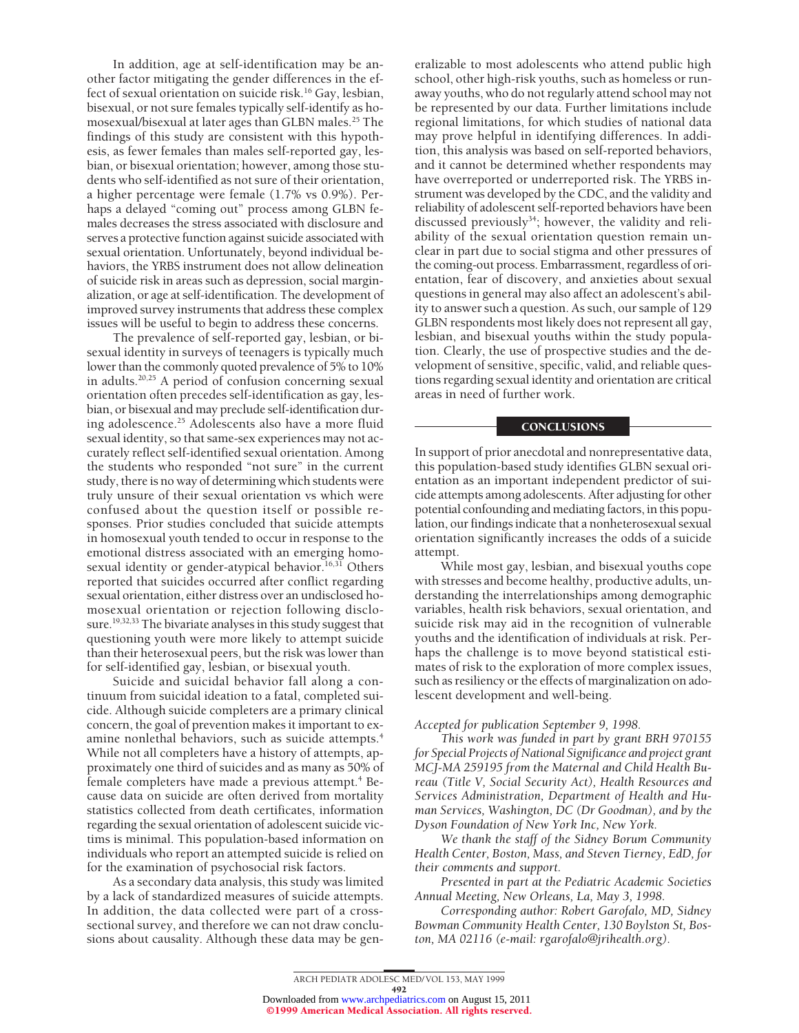In addition, age at self-identification may be another factor mitigating the gender differences in the effect of sexual orientation on suicide risk.[16] Gay, lesbian, bisexual, or not sure females typically self-identify as homosexual/bisexual at later ages than GLBN males.[25] The findings of this study are consistent with this hypothesis, as fewer females than males self-reported gay, lesbian, or bisexual orientation; however, among those students who self-identified as not sure of their orientation, a higher percentage were female (1.7% vs 0.9%). Perhaps a delayed "coming out" process among GLBN females decreases the stress associated with disclosure and serves a protective function against suicide associated with sexual orientation. Unfortunately, beyond individual behaviors, the YRBS instrument does not allow delineation of suicide risk in areas such as depression, social marginalization, or age at self-identification. The development of improved survey instruments that address these complex issues will be useful to begin to address these concerns.

The prevalence of self-reported gay, lesbian, or bisexual identity in surveys of teenagers is typically much lower than the commonly quoted prevalence of 5% to 10% in adults.[20,25] A period of confusion concerning sexual orientation often precedes self-identification as gay, lesbian, or bisexual and may preclude self-identification during adolescence.[25] Adolescents also have a more fluid sexual identity, so that same-sex experiences may not accurately reflect self-identified sexual orientation. Among the students who responded "not sure" in the current study, there is no way of determining which students were truly unsure of their sexual orientation vs which were confused about the question itself or possible responses. Prior studies concluded that suicide attempts in homosexual youth tended to occur in response to the emotional distress associated with an emerging homosexual identity or gender-atypical behavior.[16,31] Others reported that suicides occurred after conflict regarding sexual orientation, either distress over an undisclosed homosexual orientation or rejection following disclosure.[19,32,33] The bivariate analyses in this study suggest that questioning youth were more likely to attempt suicide than their heterosexual peers, but the risk was lower than for self-identified gay, lesbian, or bisexual youth.

Suicide and suicidal behavior fall along a continuum from suicidal ideation to a fatal, completed suicide. Although suicide completers are a primary clinical concern, the goal of prevention makes it important to examine nonlethal behaviors, such as suicide attempts.[4] While not all completers have a history of attempts, approximately one third of suicides and as many as 50% of female completers have made a previous attempt.[4] Because data on suicide are often derived from mortality statistics collected from death certificates, information regarding the sexual orientation of adolescent suicide victims is minimal. This population-based information on individuals who report an attempted suicide is relied on for the examination of psychosocial risk factors.

As a secondary data analysis, this study was limited by a lack of standardized measures of suicide attempts. In addition, the data collected were part of a cross-sectional survey, and therefore we can not draw conclusions about causality. Although these data may be generalizable to most adolescents who attend public high school, other high-risk youths, such as homeless or runaway youths, who do not regularly attend school may not be represented by our data. Further limitations include regional limitations, for which studies of national data may prove helpful in identifying differences. In addition, this analysis was based on self-reported behaviors, and it cannot be determined whether respondents may have overreported or underreported risk. The YRBS instrument was developed by the CDC, and the validity and reliability of adolescent self-reported behaviors have been discussed previously[34]; however, the validity and reliability of the sexual orientation question remain unclear in part due to social stigma and other pressures of the coming-out process. Embarrassment, regardless of orientation, fear of discovery, and anxieties about sexual questions in general may also affect an adolescent's ability to answer such a question. As such, our sample of 129 GLBN respondents most likely does not represent all gay, lesbian, and bisexual youths within the study population. Clearly, the use of prospective studies and the development of sensitive, specific, valid, and reliable questions regarding sexual identity and orientation are critical areas in need of further work.

## CONCLUSIONS

In support of prior anecdotal and nonrepresentative data, this population-based study identifies GLBN sexual orientation as an important independent predictor of suicide attempts among adolescents. After adjusting for other potential confounding and mediating factors, in this population, our findings indicate that a nonheterosexual sexual orientation significantly increases the odds of a suicide attempt.

While most gay, lesbian, and bisexual youths cope with stresses and become healthy, productive adults, understanding the interrelationships among demographic variables, health risk behaviors, sexual orientation, and suicide risk may aid in the recognition of vulnerable youths and the identification of individuals at risk. Perhaps the challenge is to move beyond statistical estimates of risk to the exploration of more complex issues, such as resiliency or the effects of marginalization on adolescent development and well-being.

*Accepted for publication September 9, 1998.*

*This work was funded in part by grant BRH 970155 for Special Projects of National Significance and project grant MCJ-MA 259195 from the Maternal and Child Health Bureau (Title V, Social Security Act), Health Resources and Services Administration, Department of Health and Human Services, Washington, DC (Dr Goodman), and by the Dyson Foundation of New York Inc, New York.*

*We thank the staff of the Sidney Borum Community Health Center, Boston, Mass, and Steven Tierney, EdD, for their comments and support.*

*Presented in part at the Pediatric Academic Societies Annual Meeting, New Orleans, La, May 3, 1998.*

*Corresponding author: Robert Garofalo, MD, Sidney Bowman Community Health Center, 130 Boylston St, Boston, MA 02116 (e-mail: rgarofalo@jrihealth.org).*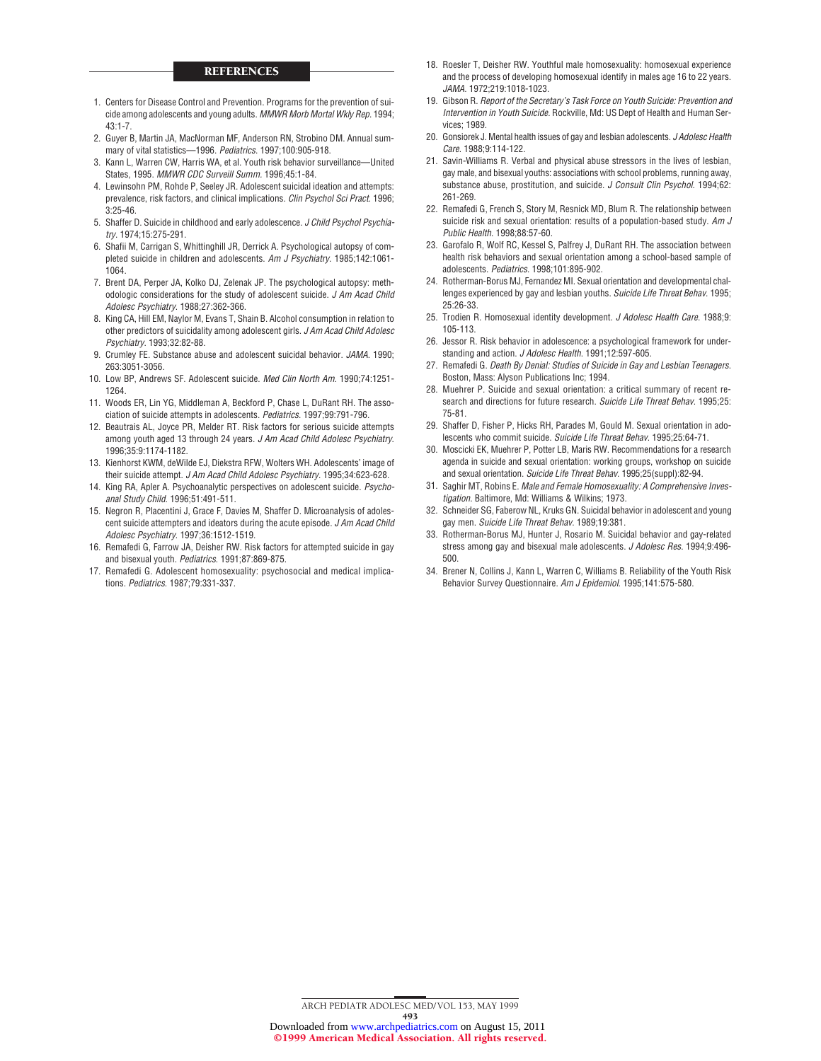## REFERENCES

1. Centers for Disease Control and Prevention. Programs for the prevention of suicide among adolescents and young adults. *MMWR Morb Mortal Wkly Rep.* 1994; 43:1-7.
2. Guyer B, Martin JA, MacNorman MF, Anderson RN, Strobino DM. Annual summary of vital statistics—1996. *Pediatrics.* 1997;100:905-918.
3. Kann L, Warren CW, Harris WA, et al. Youth risk behavior surveillance—United States, 1995. *MMWR CDC Surveill Summ.* 1996;45:1-84.
4. Lewinsohn PM, Rohde P, Seeley JR. Adolescent suicidal ideation and attempts: prevalence, risk factors, and clinical implications. *Clin Psychol Sci Pract.* 1996; 3:25-46.
5. Shaffer D. Suicide in childhood and early adolescence. *J Child Psychol Psychiatry.* 1974;15:275-291.
6. Shafii M, Carrigan S, Whittinghill JR, Derrick A. Psychological autopsy of completed suicide in children and adolescents. *Am J Psychiatry.* 1985;142:1061-1064.
7. Brent DA, Perper JA, Kolko DJ, Zelenak JP. The psychological autopsy: methodologic considerations for the study of adolescent suicide. *J Am Acad Child Adolesc Psychiatry.* 1988;27:362-366.
8. King CA, Hill EM, Naylor M, Evans T, Shain B. Alcohol consumption in relation to other predictors of suicidality among adolescent girls. *J Am Acad Child Adolesc Psychiatry.* 1993;32:82-88.
9. Crumley FE. Substance abuse and adolescent suicidal behavior. *JAMA.* 1990; 263:3051-3056.
10. Low BP, Andrews SF. Adolescent suicide. *Med Clin North Am.* 1990;74:1251-1264.
11. Woods ER, Lin YG, Middleman A, Beckford P, Chase L, DuRant RH. The association of suicide attempts in adolescents. *Pediatrics.* 1997;99:791-796.
12. Beautrais AL, Joyce PR, Melder RT. Risk factors for serious suicide attempts among youth aged 13 through 24 years. *J Am Acad Child Adolesc Psychiatry.* 1996;35:9:1174-1182.
13. Kienhorst KWM, deWilde EJ, Diekstra RFW, Wolters WH. Adolescents' image of their suicide attempt. *J Am Acad Child Adolesc Psychiatry.* 1995;34:623-628.
14. King RA, Apler A. Psychoanalytic perspectives on adolescent suicide. *Psychoanal Study Child.* 1996;51:491-511.
15. Negron R, Placentini J, Grace F, Davies M, Shaffer D. Microanalysis of adolescent suicide attempters and ideators during the acute episode. *J Am Acad Child Adolesc Psychiatry.* 1997;36:1512-1519.
16. Remafedi G, Farrow JA, Deisher RW. Risk factors for attempted suicide in gay and bisexual youth. *Pediatrics.* 1991;87:869-875.
17. Remafedi G. Adolescent homosexuality: psychosocial and medical implications. *Pediatrics.* 1987;79:331-337.
18. Roesler T, Deisher RW. Youthful male homosexuality: homosexual experience and the process of developing homosexual identify in males age 16 to 22 years. *JAMA.* 1972;219:1018-1023.
19. Gibson R. *Report of the Secretary's Task Force on Youth Suicide: Prevention and Intervention in Youth Suicide.* Rockville, Md: US Dept of Health and Human Services; 1989.
20. Gonsiorek J. Mental health issues of gay and lesbian adolescents. *J Adolesc Health Care.* 1988;9:114-122.
21. Savin-Williams R. Verbal and physical abuse stressors in the lives of lesbian, gay male, and bisexual youths: associations with school problems, running away, substance abuse, prostitution, and suicide. *J Consult Clin Psychol.* 1994;62: 261-269.
22. Remafedi G, French S, Story M, Resnick MD, Blum R. The relationship between suicide risk and sexual orientation: results of a population-based study. *Am J Public Health.* 1998;88:57-60.
23. Garofalo R, Wolf RC, Kessel S, Palfrey J, DuRant RH. The association between health risk behaviors and sexual orientation among a school-based sample of adolescents. *Pediatrics.* 1998;101:895-902.
24. Rotherman-Borus MJ, Fernandez MI. Sexual orientation and developmental challenges experienced by gay and lesbian youths. *Suicide Life Threat Behav.* 1995; 25:26-33.
25. Trodien R. Homosexual identity development. *J Adolesc Health Care.* 1988;9: 105-113.
26. Jessor R. Risk behavior in adolescence: a psychological framework for understanding and action. *J Adolesc Health.* 1991;12:597-605.
27. Remafedi G. *Death By Denial: Studies of Suicide in Gay and Lesbian Teenagers.* Boston, Mass: Alyson Publications Inc; 1994.
28. Muehrer P. Suicide and sexual orientation: a critical summary of recent research and directions for future research. *Suicide Life Threat Behav.* 1995;25: 75-81.
29. Shaffer D, Fisher P, Hicks RH, Parades M, Gould M. Sexual orientation in adolescents who commit suicide. *Suicide Life Threat Behav.* 1995;25:64-71.
30. Moscicki EK, Muehrer P, Potter LB, Maris RW. Recommendations for a research agenda in suicide and sexual orientation: working groups, workshop on suicide and sexual orientation. *Suicide Life Threat Behav.* 1995;25(suppl):82-94.
31. Saghir MT, Robins E. *Male and Female Homosexuality: A Comprehensive Investigation.* Baltimore, Md: Williams & Wilkins; 1973.
32. Schneider SG, Faberow NL, Kruks GN. Suicidal behavior in adolescent and young gay men. *Suicide Life Threat Behav.* 1989;19:381.
33. Rotherman-Borus MJ, Hunter J, Rosario M. Suicidal behavior and gay-related stress among gay and bisexual male adolescents. *J Adolesc Res.* 1994;9:496-500.
34. Brener N, Collins J, Kann L, Warren C, Williams B. Reliability of the Youth Risk Behavior Survey Questionnaire. *Am J Epidemiol.* 1995;141:575-580.

Downloaded from www.archpediatrics.com on August 15, 2011
©1999 American Medical Association. All rights reserved.